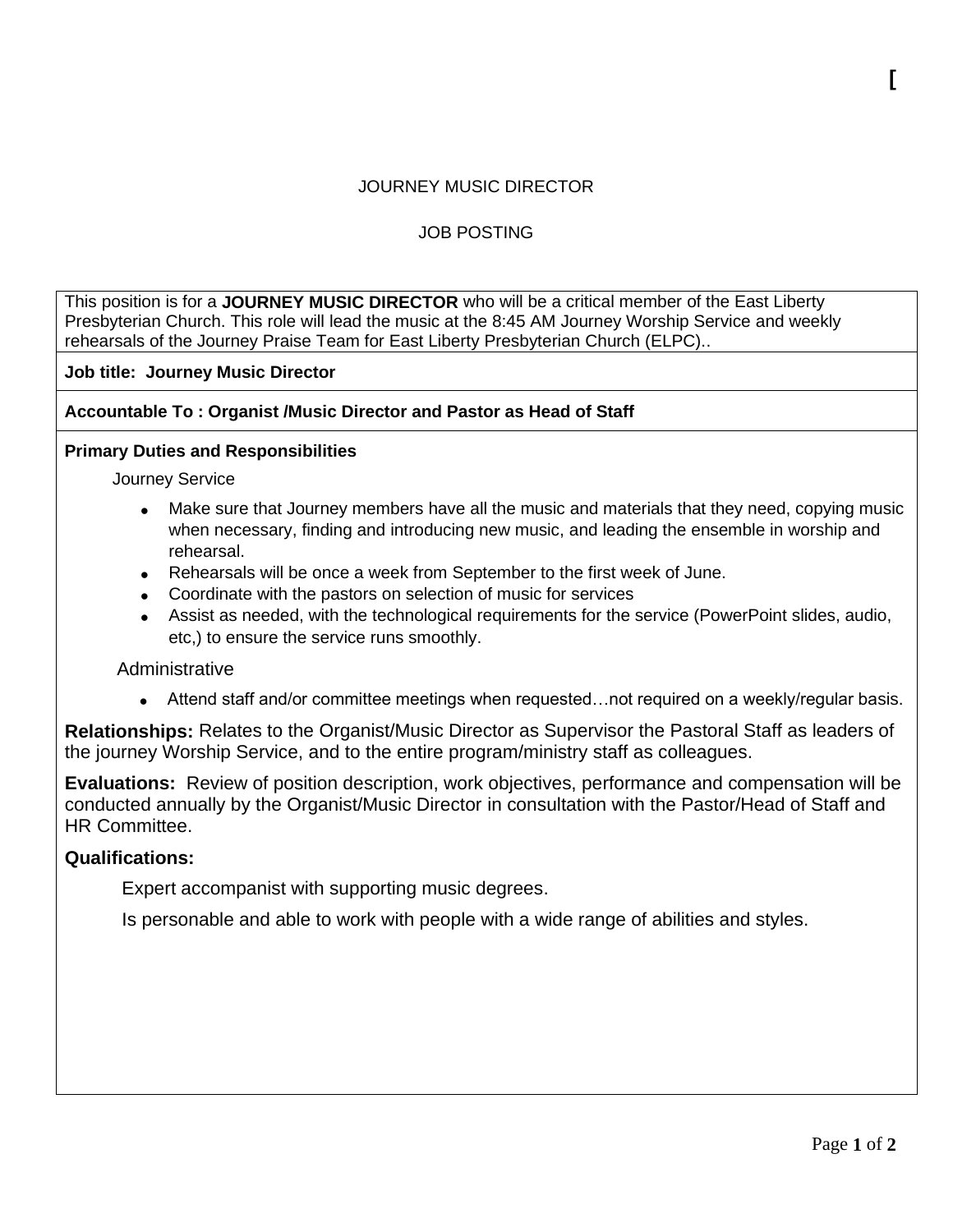[

# JOURNEY MUSIC DIRECTOR

## JOB POSTING

This position is for a **JOURNEY MUSIC DIRECTOR** who will be a critical member of the East Liberty Presbyterian Church. This role will lead the music at the 8:45 AM Journey Worship Service and weekly rehearsals of the Journey Praise Team for East Liberty Presbyterian Church (ELPC)..

**Job title: Journey Music Director**

**Accountable To : Organist /Music Director and Pastor as Head of Staff**

**Primary Duties and Responsibilities**

Journey Service

- Make sure that Journey members have all the music and materials that they need, copying music when necessary, finding and introducing new music, and leading the ensemble in worship and rehearsal.
- Rehearsals will be once a week from September to the first week of June.
- Coordinate with the pastors on selection of music for services
- Assist as needed, with the technological requirements for the service (PowerPoint slides, audio, etc,) to ensure the service runs smoothly.

Administrative

- Attend staff and/or committee meetings when requested…not required on a weekly/regular basis.

**Relationships:** Relates to the Organist/Music Director as Supervisor the Pastoral Staff as leaders of the journey Worship Service, and to the entire program/ministry staff as colleagues.

**Evaluations:** Review of position description, work objectives, performance and compensation will be conducted annually by the Organist/Music Director in consultation with the Pastor/Head of Staff and HR Committee.

**Qualifications:**

Expert accompanist with supporting music degrees.

Is personable and able to work with people with a wide range of abilities and styles.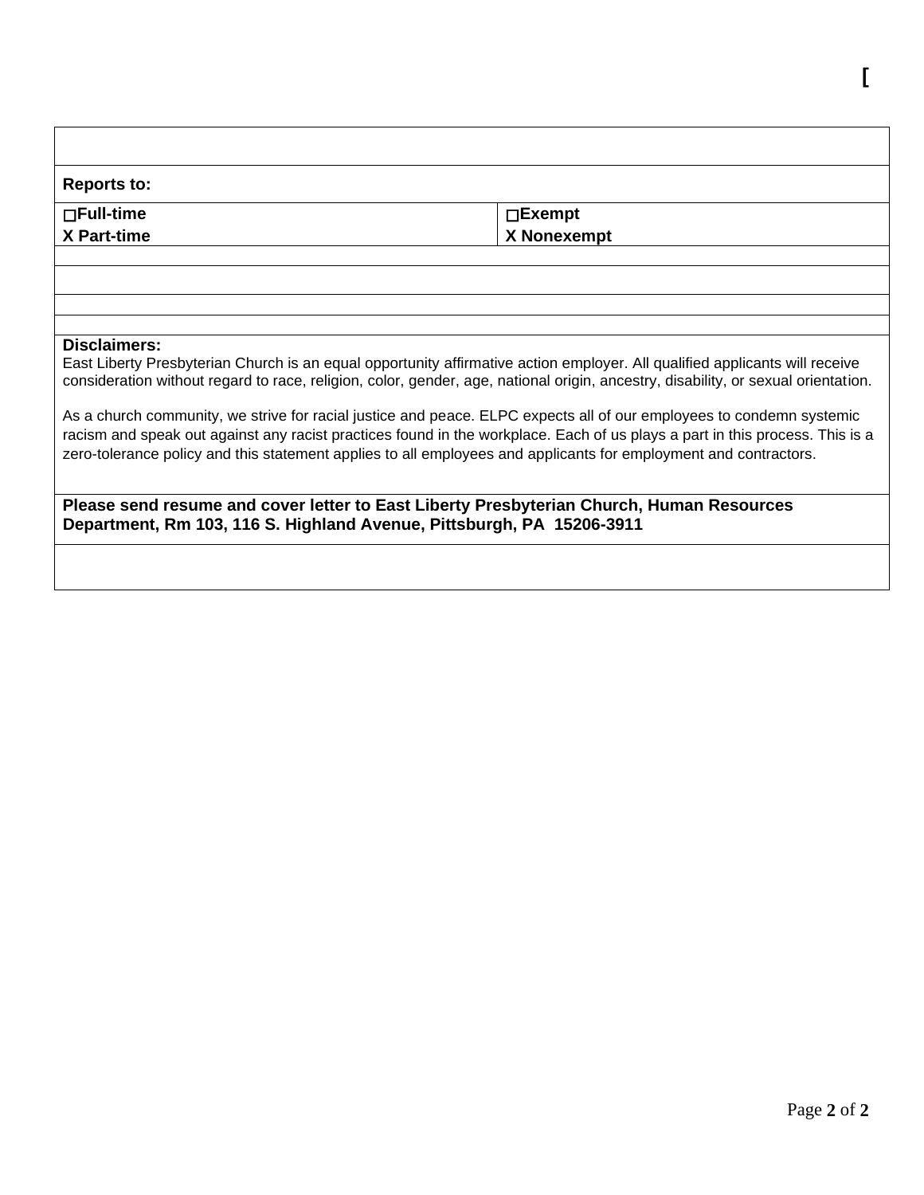**Reports to:**

| | |
|---|---|
| ☐**Full-time** | ☐**Exempt** |
| **X Part-time** | **X Nonexempt** |

**Disclaimers:**

East Liberty Presbyterian Church is an equal opportunity affirmative action employer. All qualified applicants will receive consideration without regard to race, religion, color, gender, age, national origin, ancestry, disability, or sexual orientation.

As a church community, we strive for racial justice and peace. ELPC expects all of our employees to condemn systemic racism and speak out against any racist practices found in the workplace. Each of us plays a part in this process. This is a zero-tolerance policy and this statement applies to all employees and applicants for employment and contractors.

**Please send resume and cover letter to East Liberty Presbyterian Church, Human Resources Department, Rm 103, 116 S. Highland Avenue, Pittsburgh, PA 15206-3911**